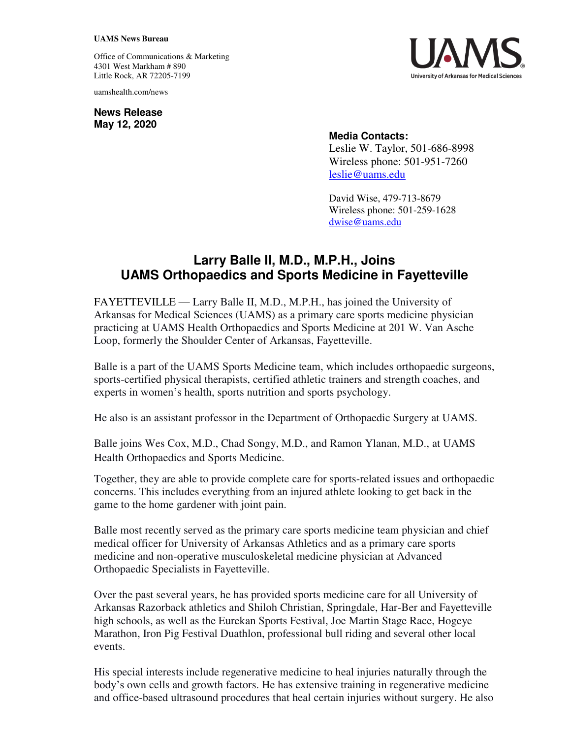**UAMS News Bureau**

Office of Communications & Marketing
4301 West Markham # 890
Little Rock, AR 72205-7199

uamshealth.com/news

**News Release**
**May 12, 2020**

**Media Contacts:**
Leslie W. Taylor, 501-686-8998
Wireless phone: 501-951-7260
leslie@uams.edu

David Wise, 479-713-8679
Wireless phone: 501-259-1628
dwise@uams.edu

# Larry Balle II, M.D., M.P.H., Joins UAMS Orthopaedics and Sports Medicine in Fayetteville

FAYETTEVILLE — Larry Balle II, M.D., M.P.H., has joined the University of Arkansas for Medical Sciences (UAMS) as a primary care sports medicine physician practicing at UAMS Health Orthopaedics and Sports Medicine at 201 W. Van Asche Loop, formerly the Shoulder Center of Arkansas, Fayetteville.

Balle is a part of the UAMS Sports Medicine team, which includes orthopaedic surgeons, sports-certified physical therapists, certified athletic trainers and strength coaches, and experts in women's health, sports nutrition and sports psychology.

He also is an assistant professor in the Department of Orthopaedic Surgery at UAMS.

Balle joins Wes Cox, M.D., Chad Songy, M.D., and Ramon Ylanan, M.D., at UAMS Health Orthopaedics and Sports Medicine.

Together, they are able to provide complete care for sports-related issues and orthopaedic concerns. This includes everything from an injured athlete looking to get back in the game to the home gardener with joint pain.

Balle most recently served as the primary care sports medicine team physician and chief medical officer for University of Arkansas Athletics and as a primary care sports medicine and non-operative musculoskeletal medicine physician at Advanced Orthopaedic Specialists in Fayetteville.

Over the past several years, he has provided sports medicine care for all University of Arkansas Razorback athletics and Shiloh Christian, Springdale, Har-Ber and Fayetteville high schools, as well as the Eurekan Sports Festival, Joe Martin Stage Race, Hogeye Marathon, Iron Pig Festival Duathlon, professional bull riding and several other local events.

His special interests include regenerative medicine to heal injuries naturally through the body's own cells and growth factors. He has extensive training in regenerative medicine and office-based ultrasound procedures that heal certain injuries without surgery. He also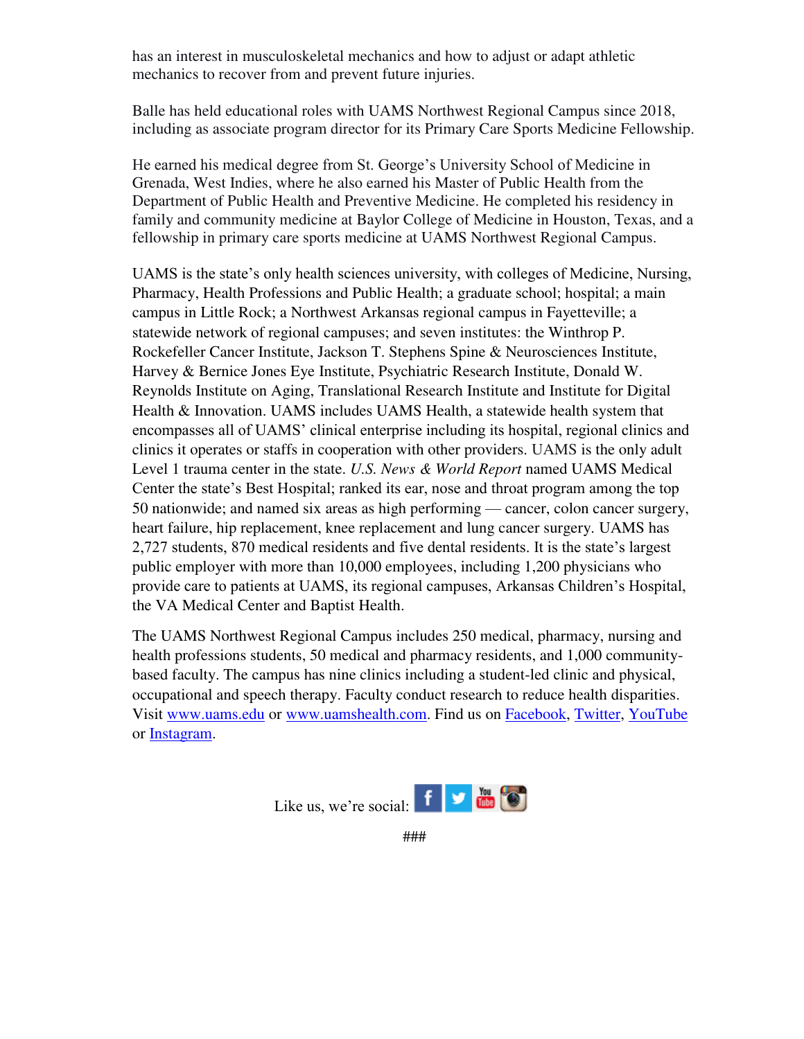has an interest in musculoskeletal mechanics and how to adjust or adapt athletic mechanics to recover from and prevent future injuries.

Balle has held educational roles with UAMS Northwest Regional Campus since 2018, including as associate program director for its Primary Care Sports Medicine Fellowship.

He earned his medical degree from St. George's University School of Medicine in Grenada, West Indies, where he also earned his Master of Public Health from the Department of Public Health and Preventive Medicine. He completed his residency in family and community medicine at Baylor College of Medicine in Houston, Texas, and a fellowship in primary care sports medicine at UAMS Northwest Regional Campus.

UAMS is the state's only health sciences university, with colleges of Medicine, Nursing, Pharmacy, Health Professions and Public Health; a graduate school; hospital; a main campus in Little Rock; a Northwest Arkansas regional campus in Fayetteville; a statewide network of regional campuses; and seven institutes: the Winthrop P. Rockefeller Cancer Institute, Jackson T. Stephens Spine & Neurosciences Institute, Harvey & Bernice Jones Eye Institute, Psychiatric Research Institute, Donald W. Reynolds Institute on Aging, Translational Research Institute and Institute for Digital Health & Innovation. UAMS includes UAMS Health, a statewide health system that encompasses all of UAMS' clinical enterprise including its hospital, regional clinics and clinics it operates or staffs in cooperation with other providers. UAMS is the only adult Level 1 trauma center in the state. *U.S. News & World Report* named UAMS Medical Center the state's Best Hospital; ranked its ear, nose and throat program among the top 50 nationwide; and named six areas as high performing — cancer, colon cancer surgery, heart failure, hip replacement, knee replacement and lung cancer surgery. UAMS has 2,727 students, 870 medical residents and five dental residents. It is the state's largest public employer with more than 10,000 employees, including 1,200 physicians who provide care to patients at UAMS, its regional campuses, Arkansas Children's Hospital, the VA Medical Center and Baptist Health.

The UAMS Northwest Regional Campus includes 250 medical, pharmacy, nursing and health professions students, 50 medical and pharmacy residents, and 1,000 community-based faculty. The campus has nine clinics including a student-led clinic and physical, occupational and speech therapy. Faculty conduct research to reduce health disparities. Visit [www.uams.edu](http://www.uams.edu) or [www.uamshealth.com](http://www.uamshealth.com). Find us on [Facebook](), [Twitter](), [YouTube]() or [Instagram]().

Like us, we're social:

###